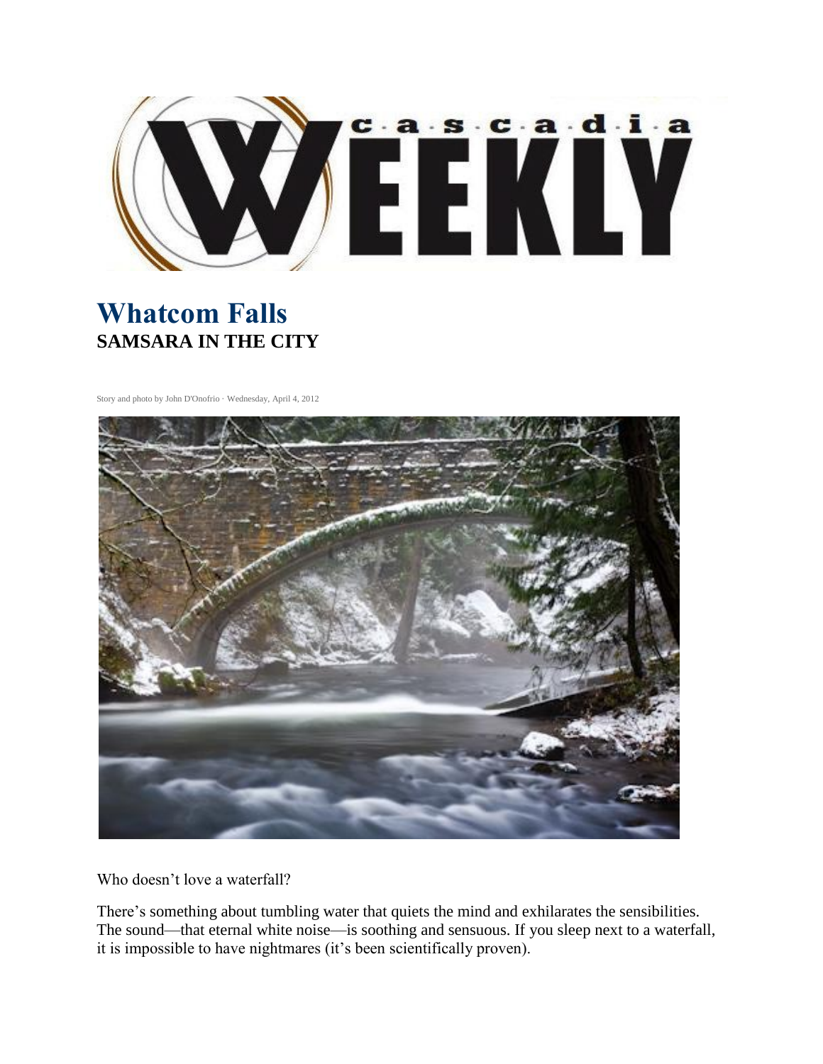# Whatcom Falls

## SAMSARA IN THE CITY

Story and photo by John D'Onofrio · Wednesday, April 4, 2012

Who doesn't love a waterfall?

There's something about tumbling water that quiets the mind and exhilarates the sensibilities. The sound—that eternal white noise—is soothing and sensuous. If you sleep next to a waterfall, it is impossible to have nightmares (it's been scientifically proven).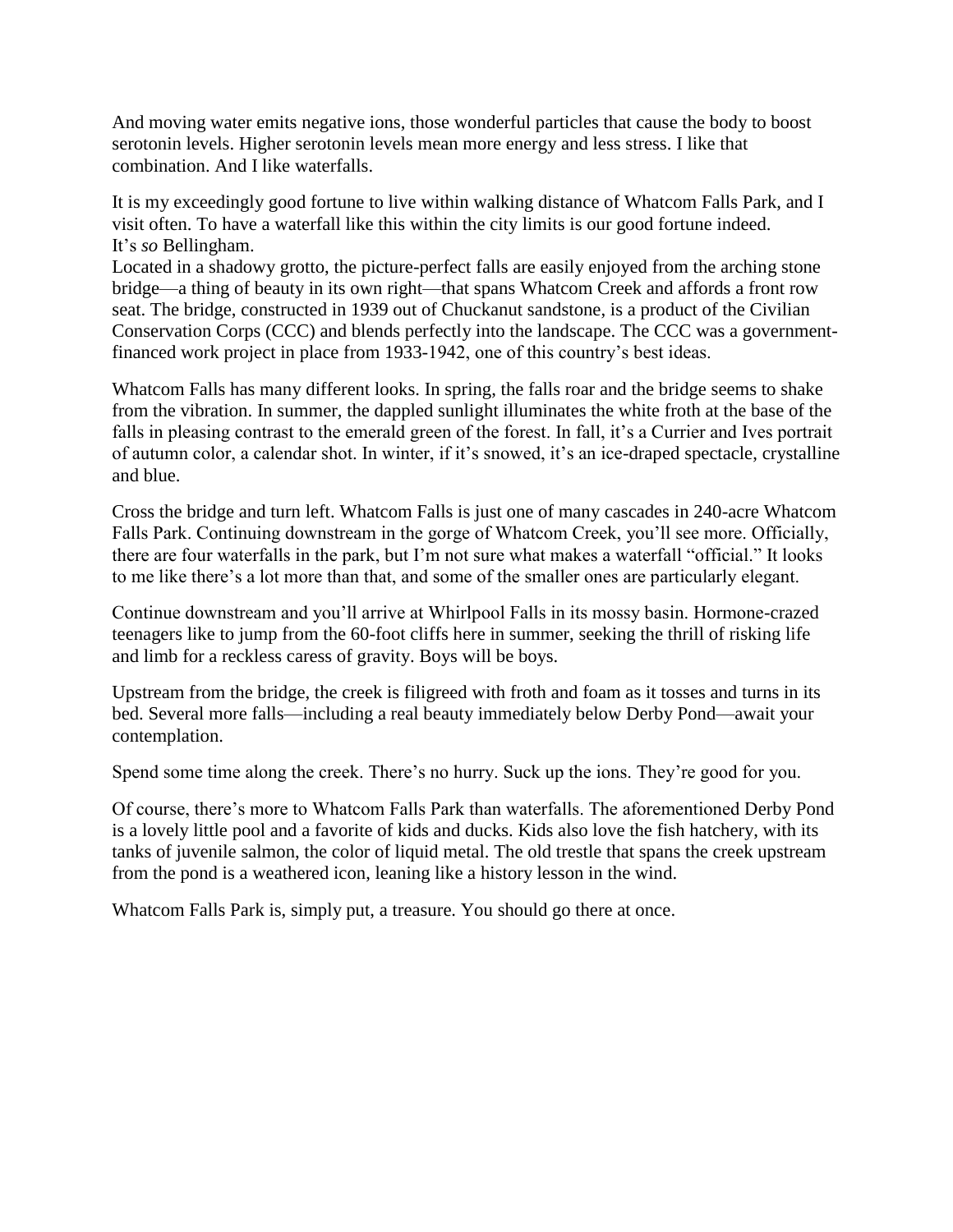And moving water emits negative ions, those wonderful particles that cause the body to boost serotonin levels. Higher serotonin levels mean more energy and less stress. I like that combination. And I like waterfalls.

It is my exceedingly good fortune to live within walking distance of Whatcom Falls Park, and I visit often. To have a waterfall like this within the city limits is our good fortune indeed. It's *so* Bellingham.

Located in a shadowy grotto, the picture-perfect falls are easily enjoyed from the arching stone bridge—a thing of beauty in its own right—that spans Whatcom Creek and affords a front row seat. The bridge, constructed in 1939 out of Chuckanut sandstone, is a product of the Civilian Conservation Corps (CCC) and blends perfectly into the landscape. The CCC was a government-financed work project in place from 1933-1942, one of this country's best ideas.

Whatcom Falls has many different looks. In spring, the falls roar and the bridge seems to shake from the vibration. In summer, the dappled sunlight illuminates the white froth at the base of the falls in pleasing contrast to the emerald green of the forest. In fall, it's a Currier and Ives portrait of autumn color, a calendar shot. In winter, if it's snowed, it's an ice-draped spectacle, crystalline and blue.

Cross the bridge and turn left. Whatcom Falls is just one of many cascades in 240-acre Whatcom Falls Park. Continuing downstream in the gorge of Whatcom Creek, you'll see more. Officially, there are four waterfalls in the park, but I'm not sure what makes a waterfall "official." It looks to me like there's a lot more than that, and some of the smaller ones are particularly elegant.

Continue downstream and you'll arrive at Whirlpool Falls in its mossy basin. Hormone-crazed teenagers like to jump from the 60-foot cliffs here in summer, seeking the thrill of risking life and limb for a reckless caress of gravity. Boys will be boys.

Upstream from the bridge, the creek is filigreed with froth and foam as it tosses and turns in its bed. Several more falls—including a real beauty immediately below Derby Pond—await your contemplation.

Spend some time along the creek. There's no hurry. Suck up the ions. They're good for you.

Of course, there's more to Whatcom Falls Park than waterfalls. The aforementioned Derby Pond is a lovely little pool and a favorite of kids and ducks. Kids also love the fish hatchery, with its tanks of juvenile salmon, the color of liquid metal. The old trestle that spans the creek upstream from the pond is a weathered icon, leaning like a history lesson in the wind.

Whatcom Falls Park is, simply put, a treasure. You should go there at once.